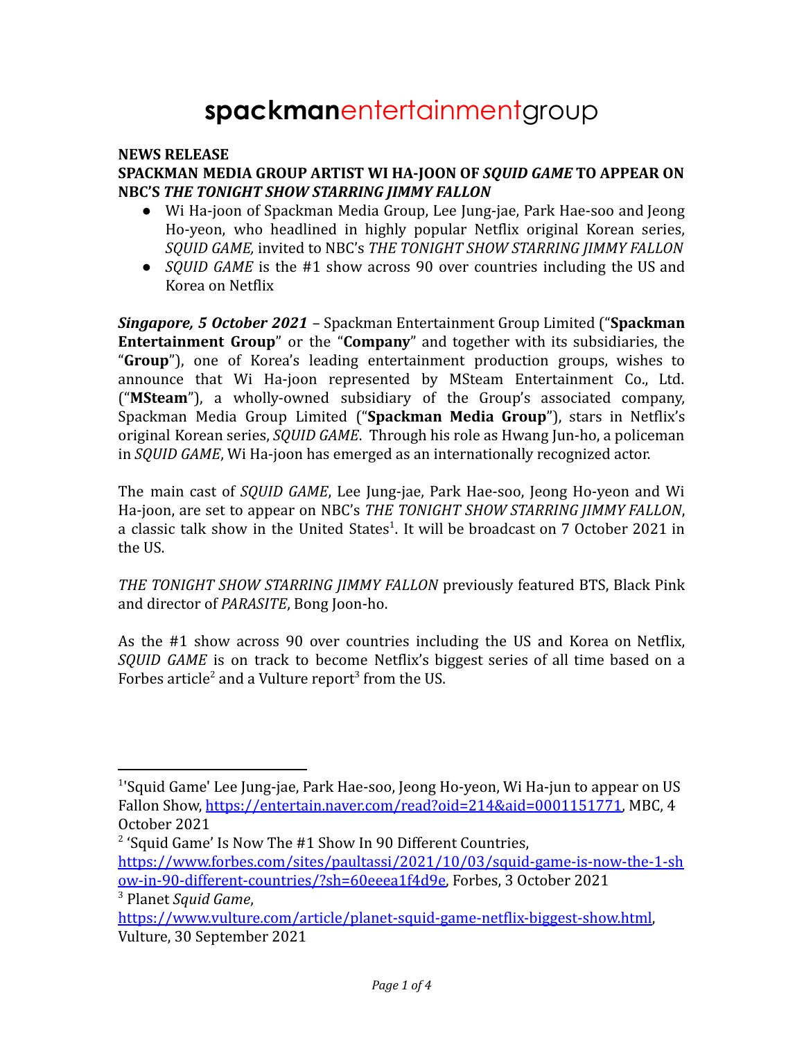# spackmanentertainmentgroup

**NEWS RELEASE**

**SPACKMAN MEDIA GROUP ARTIST WI HA-JOON OF *SQUID GAME* TO APPEAR ON NBC'S *THE TONIGHT SHOW STARRING JIMMY FALLON***

- Wi Ha-joon of Spackman Media Group, Lee Jung-jae, Park Hae-soo and Jeong Ho-yeon, who headlined in highly popular Netflix original Korean series, *SQUID GAME,* invited to NBC's *THE TONIGHT SHOW STARRING JIMMY FALLON*
- *SQUID GAME* is the #1 show across 90 over countries including the US and Korea on Netflix

***Singapore, 5 October 2021*** – Spackman Entertainment Group Limited ("**Spackman Entertainment Group**" or the "**Company**" and together with its subsidiaries, the "**Group**"), one of Korea's leading entertainment production groups, wishes to announce that Wi Ha-joon represented by MSteam Entertainment Co., Ltd. ("**MSteam**"), a wholly-owned subsidiary of the Group's associated company, Spackman Media Group Limited ("**Spackman Media Group**"), stars in Netflix's original Korean series, *SQUID GAME*. Through his role as Hwang Jun-ho, a policeman in *SQUID GAME*, Wi Ha-joon has emerged as an internationally recognized actor.

The main cast of *SQUID GAME*, Lee Jung-jae, Park Hae-soo, Jeong Ho-yeon and Wi Ha-joon, are set to appear on NBC's *THE TONIGHT SHOW STARRING JIMMY FALLON*, a classic talk show in the United States[1]. It will be broadcast on 7 October 2021 in the US.

*THE TONIGHT SHOW STARRING JIMMY FALLON* previously featured BTS, Black Pink and director of *PARASITE*, Bong Joon-ho.

As the #1 show across 90 over countries including the US and Korea on Netflix, *SQUID GAME* is on track to become Netflix's biggest series of all time based on a Forbes article[2] and a Vulture report[3] from the US.

---

[1] 'Squid Game' Lee Jung-jae, Park Hae-soo, Jeong Ho-yeon, Wi Ha-jun to appear on US Fallon Show, https://entertain.naver.com/read?oid=214&aid=0001151771, MBC, 4 October 2021

[2] 'Squid Game' Is Now The #1 Show In 90 Different Countries, https://www.forbes.com/sites/paultassi/2021/10/03/squid-game-is-now-the-1-show-in-90-different-countries/?sh=60eeea1f4d9e, Forbes, 3 October 2021

[3] Planet *Squid Game*, https://www.vulture.com/article/planet-squid-game-netflix-biggest-show.html, Vulture, 30 September 2021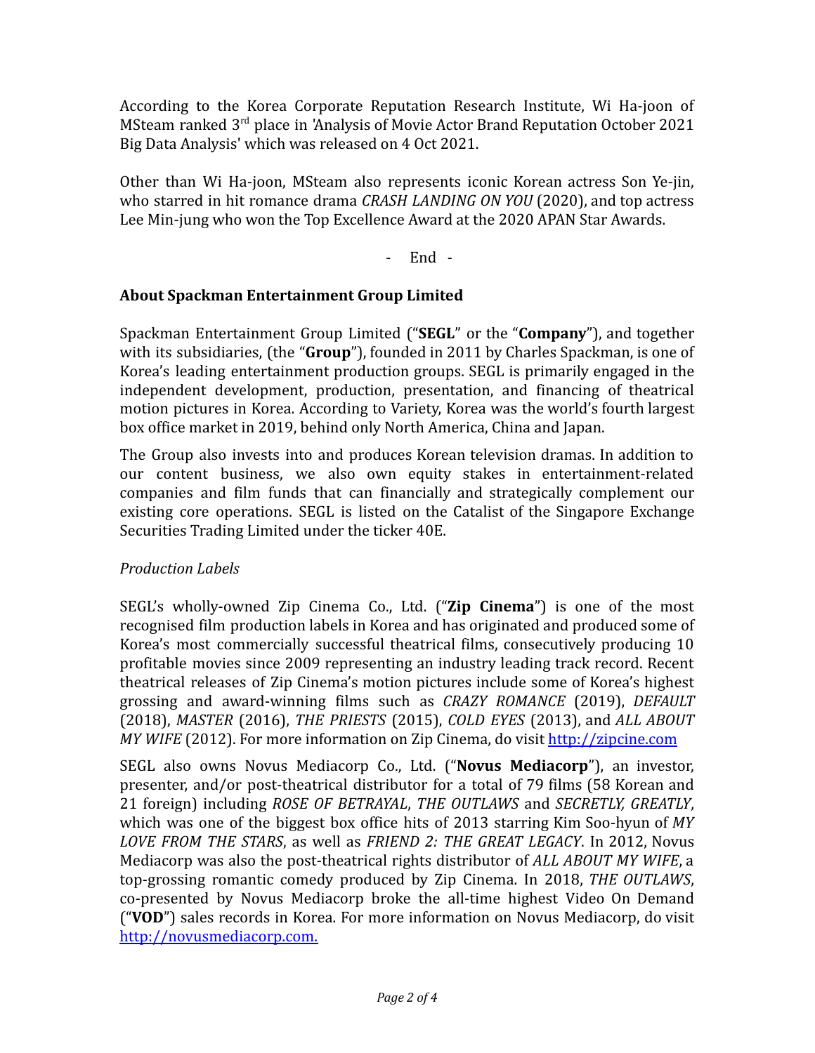According to the Korea Corporate Reputation Research Institute, Wi Ha-joon of MSteam ranked 3rd place in 'Analysis of Movie Actor Brand Reputation October 2021 Big Data Analysis' which was released on 4 Oct 2021.

Other than Wi Ha-joon, MSteam also represents iconic Korean actress Son Ye-jin, who starred in hit romance drama *CRASH LANDING ON YOU* (2020), and top actress Lee Min-jung who won the Top Excellence Award at the 2020 APAN Star Awards.

\- End -

**About Spackman Entertainment Group Limited**

Spackman Entertainment Group Limited ("**SEGL**" or the "**Company**"), and together with its subsidiaries, (the "**Group**"), founded in 2011 by Charles Spackman, is one of Korea's leading entertainment production groups. SEGL is primarily engaged in the independent development, production, presentation, and financing of theatrical motion pictures in Korea. According to Variety, Korea was the world's fourth largest box office market in 2019, behind only North America, China and Japan.

The Group also invests into and produces Korean television dramas. In addition to our content business, we also own equity stakes in entertainment-related companies and film funds that can financially and strategically complement our existing core operations. SEGL is listed on the Catalist of the Singapore Exchange Securities Trading Limited under the ticker 40E.

*Production Labels*

SEGL's wholly-owned Zip Cinema Co., Ltd. ("**Zip Cinema**") is one of the most recognised film production labels in Korea and has originated and produced some of Korea's most commercially successful theatrical films, consecutively producing 10 profitable movies since 2009 representing an industry leading track record. Recent theatrical releases of Zip Cinema's motion pictures include some of Korea's highest grossing and award-winning films such as *CRAZY ROMANCE* (2019), *DEFAULT* (2018), *MASTER* (2016), *THE PRIESTS* (2015), *COLD EYES* (2013), and *ALL ABOUT MY WIFE* (2012). For more information on Zip Cinema, do visit [http://zipcine.com](http://zipcine.com)

SEGL also owns Novus Mediacorp Co., Ltd. ("**Novus Mediacorp**"), an investor, presenter, and/or post-theatrical distributor for a total of 79 films (58 Korean and 21 foreign) including *ROSE OF BETRAYAL*, *THE OUTLAWS* and *SECRETLY, GREATLY*, which was one of the biggest box office hits of 2013 starring Kim Soo-hyun of *MY LOVE FROM THE STARS*, as well as *FRIEND 2: THE GREAT LEGACY*. In 2012, Novus Mediacorp was also the post-theatrical rights distributor of *ALL ABOUT MY WIFE*, a top-grossing romantic comedy produced by Zip Cinema. In 2018, *THE OUTLAWS*, co-presented by Novus Mediacorp broke the all-time highest Video On Demand ("**VOD**") sales records in Korea. For more information on Novus Mediacorp, do visit [http://novusmediacorp.com.](http://novusmediacorp.com)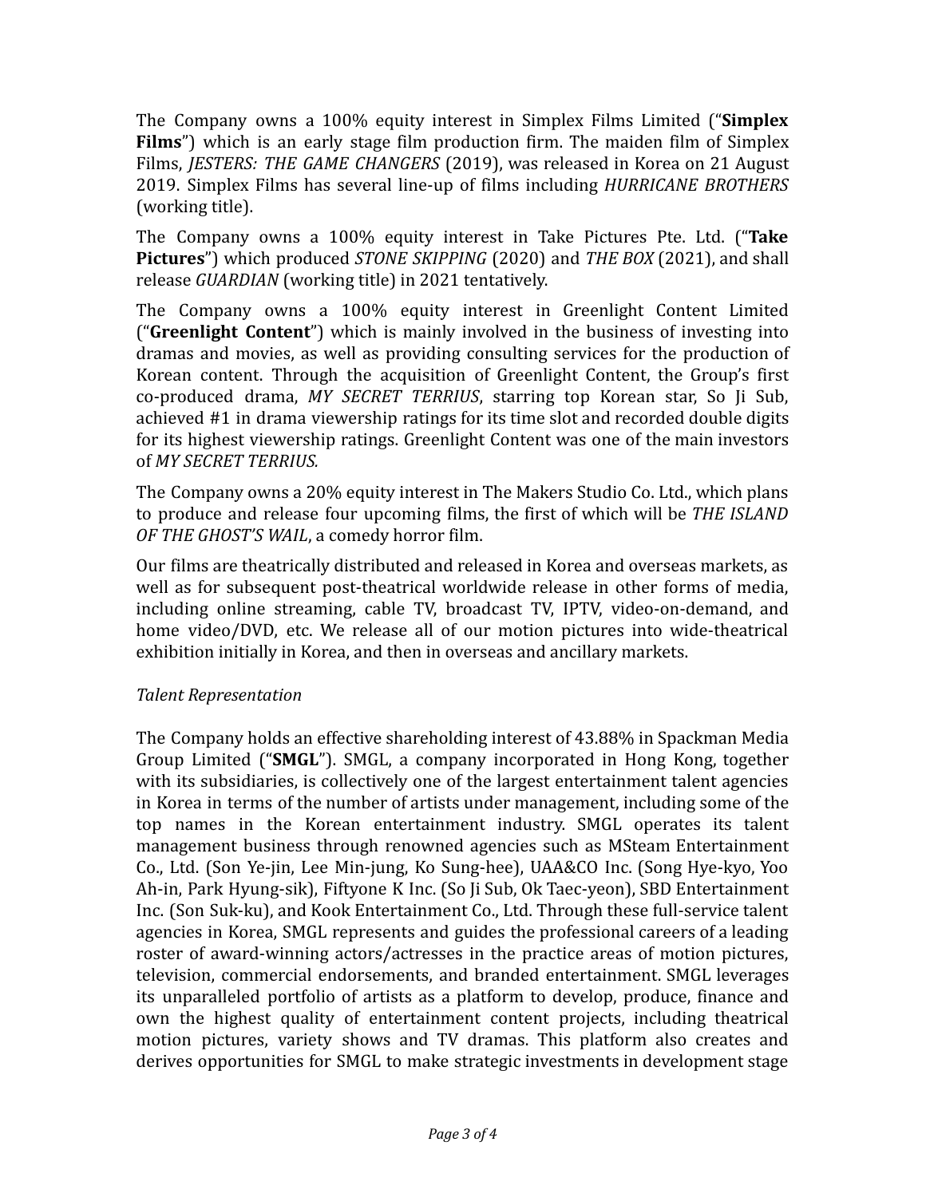The Company owns a 100% equity interest in Simplex Films Limited ("**Simplex Films**") which is an early stage film production firm. The maiden film of Simplex Films, *JESTERS: THE GAME CHANGERS* (2019), was released in Korea on 21 August 2019. Simplex Films has several line-up of films including *HURRICANE BROTHERS* (working title).

The Company owns a 100% equity interest in Take Pictures Pte. Ltd. ("**Take Pictures**") which produced *STONE SKIPPING* (2020) and *THE BOX* (2021), and shall release *GUARDIAN* (working title) in 2021 tentatively.

The Company owns a 100% equity interest in Greenlight Content Limited ("**Greenlight Content**") which is mainly involved in the business of investing into dramas and movies, as well as providing consulting services for the production of Korean content. Through the acquisition of Greenlight Content, the Group's first co-produced drama, *MY SECRET TERRIUS*, starring top Korean star, So Ji Sub, achieved #1 in drama viewership ratings for its time slot and recorded double digits for its highest viewership ratings. Greenlight Content was one of the main investors of *MY SECRET TERRIUS.*

The Company owns a 20% equity interest in The Makers Studio Co. Ltd., which plans to produce and release four upcoming films, the first of which will be *THE ISLAND OF THE GHOST'S WAIL*, a comedy horror film.

Our films are theatrically distributed and released in Korea and overseas markets, as well as for subsequent post-theatrical worldwide release in other forms of media, including online streaming, cable TV, broadcast TV, IPTV, video-on-demand, and home video/DVD, etc. We release all of our motion pictures into wide-theatrical exhibition initially in Korea, and then in overseas and ancillary markets.

*Talent Representation*

The Company holds an effective shareholding interest of 43.88% in Spackman Media Group Limited ("**SMGL**"). SMGL, a company incorporated in Hong Kong, together with its subsidiaries, is collectively one of the largest entertainment talent agencies in Korea in terms of the number of artists under management, including some of the top names in the Korean entertainment industry. SMGL operates its talent management business through renowned agencies such as MSteam Entertainment Co., Ltd. (Son Ye-jin, Lee Min-jung, Ko Sung-hee), UAA&CO Inc. (Song Hye-kyo, Yoo Ah-in, Park Hyung-sik), Fiftyone K Inc. (So Ji Sub, Ok Taec-yeon), SBD Entertainment Inc. (Son Suk-ku), and Kook Entertainment Co., Ltd. Through these full-service talent agencies in Korea, SMGL represents and guides the professional careers of a leading roster of award-winning actors/actresses in the practice areas of motion pictures, television, commercial endorsements, and branded entertainment. SMGL leverages its unparalleled portfolio of artists as a platform to develop, produce, finance and own the highest quality of entertainment content projects, including theatrical motion pictures, variety shows and TV dramas. This platform also creates and derives opportunities for SMGL to make strategic investments in development stage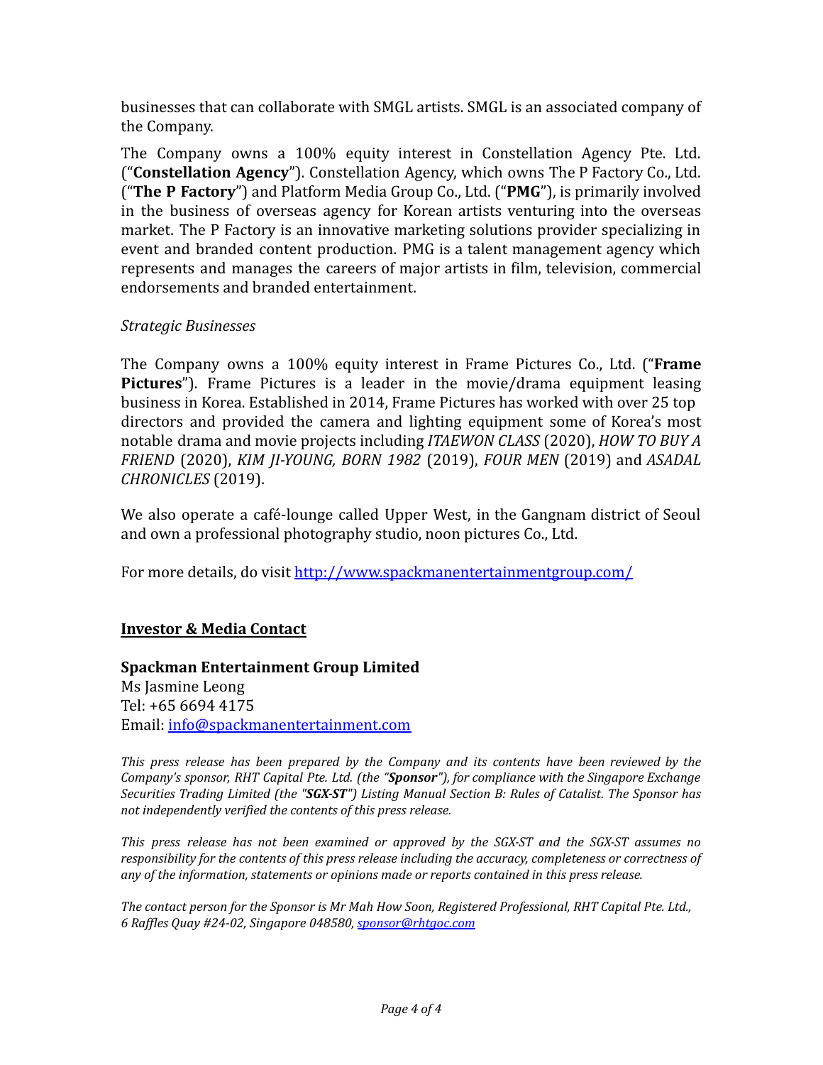businesses that can collaborate with SMGL artists. SMGL is an associated company of the Company.

The Company owns a 100% equity interest in Constellation Agency Pte. Ltd. ("**Constellation Agency**"). Constellation Agency, which owns The P Factory Co., Ltd. ("**The P Factory**") and Platform Media Group Co., Ltd. ("**PMG**"), is primarily involved in the business of overseas agency for Korean artists venturing into the overseas market. The P Factory is an innovative marketing solutions provider specializing in event and branded content production. PMG is a talent management agency which represents and manages the careers of major artists in film, television, commercial endorsements and branded entertainment.

*Strategic Businesses*

The Company owns a 100% equity interest in Frame Pictures Co., Ltd. ("**Frame Pictures**"). Frame Pictures is a leader in the movie/drama equipment leasing business in Korea. Established in 2014, Frame Pictures has worked with over 25 top directors and provided the camera and lighting equipment some of Korea's most notable drama and movie projects including *ITAEWON CLASS* (2020), *HOW TO BUY A FRIEND* (2020), *KIM JI-YOUNG, BORN 1982* (2019), *FOUR MEN* (2019) and *ASADAL CHRONICLES* (2019).

We also operate a café-lounge called Upper West, in the Gangnam district of Seoul and own a professional photography studio, noon pictures Co., Ltd.

For more details, do visit [http://www.spackmanentertainmentgroup.com/](http://www.spackmanentertainmentgroup.com/)

**Investor & Media Contact**

**Spackman Entertainment Group Limited**
Ms Jasmine Leong
Tel: +65 6694 4175
Email: [info@spackmanentertainment.com](mailto:info@spackmanentertainment.com)

*This press release has been prepared by the Company and its contents have been reviewed by the Company's sponsor, RHT Capital Pte. Ltd. (the "**Sponsor**"), for compliance with the Singapore Exchange Securities Trading Limited (the "**SGX-ST**") Listing Manual Section B: Rules of Catalist. The Sponsor has not independently verified the contents of this press release.*

*This press release has not been examined or approved by the SGX-ST and the SGX-ST assumes no responsibility for the contents of this press release including the accuracy, completeness or correctness of any of the information, statements or opinions made or reports contained in this press release.*

*The contact person for the Sponsor is Mr Mah How Soon, Registered Professional, RHT Capital Pte. Ltd., 6 Raffles Quay #24-02, Singapore 048580, [sponsor@rhtgoc.com](mailto:sponsor@rhtgoc.com)*